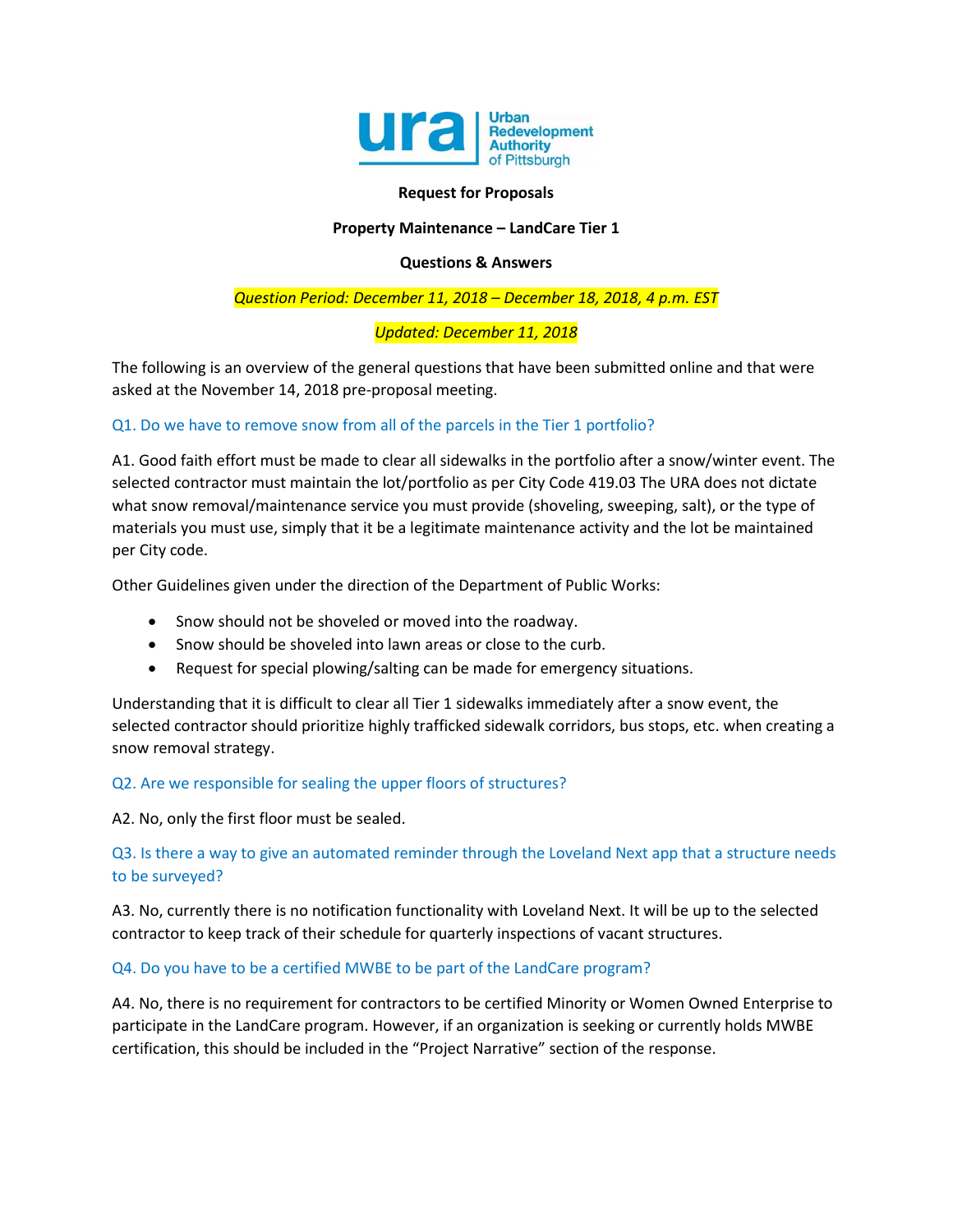**Urban Redevelopment Authority of Pittsburgh**

**Request for Proposals**

**Property Maintenance – LandCare Tier 1**

**Questions & Answers**

*Question Period: December 11, 2018 – December 18, 2018, 4 p.m. EST*

*Updated: December 11, 2018*

The following is an overview of the general questions that have been submitted online and that were asked at the November 14, 2018 pre-proposal meeting.

### Q1. Do we have to remove snow from all of the parcels in the Tier 1 portfolio?

A1. Good faith effort must be made to clear all sidewalks in the portfolio after a snow/winter event. The selected contractor must maintain the lot/portfolio as per City Code 419.03 The URA does not dictate what snow removal/maintenance service you must provide (shoveling, sweeping, salt), or the type of materials you must use, simply that it be a legitimate maintenance activity and the lot be maintained per City code.

Other Guidelines given under the direction of the Department of Public Works:

- Snow should not be shoveled or moved into the roadway.
- Snow should be shoveled into lawn areas or close to the curb.
- Request for special plowing/salting can be made for emergency situations.

Understanding that it is difficult to clear all Tier 1 sidewalks immediately after a snow event, the selected contractor should prioritize highly trafficked sidewalk corridors, bus stops, etc. when creating a snow removal strategy.

### Q2. Are we responsible for sealing the upper floors of structures?

A2. No, only the first floor must be sealed.

### Q3. Is there a way to give an automated reminder through the Loveland Next app that a structure needs to be surveyed?

A3. No, currently there is no notification functionality with Loveland Next. It will be up to the selected contractor to keep track of their schedule for quarterly inspections of vacant structures.

### Q4. Do you have to be a certified MWBE to be part of the LandCare program?

A4. No, there is no requirement for contractors to be certified Minority or Women Owned Enterprise to participate in the LandCare program. However, if an organization is seeking or currently holds MWBE certification, this should be included in the "Project Narrative" section of the response.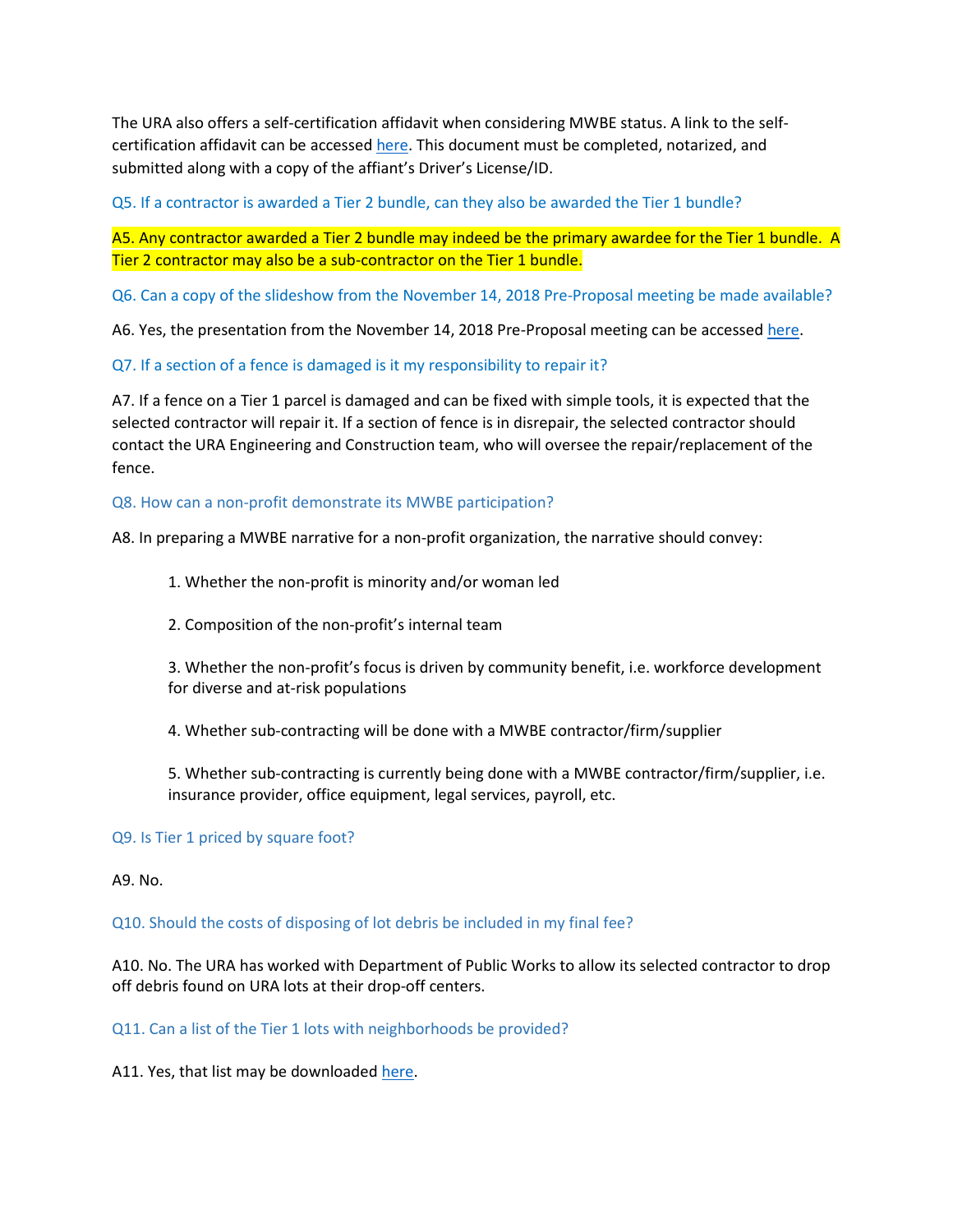The URA also offers a self-certification affidavit when considering MWBE status. A link to the self-certification affidavit can be accessed here. This document must be completed, notarized, and submitted along with a copy of the affiant's Driver's License/ID.

Q5. If a contractor is awarded a Tier 2 bundle, can they also be awarded the Tier 1 bundle?

A5. Any contractor awarded a Tier 2 bundle may indeed be the primary awardee for the Tier 1 bundle. A Tier 2 contractor may also be a sub-contractor on the Tier 1 bundle.

Q6. Can a copy of the slideshow from the November 14, 2018 Pre-Proposal meeting be made available?

A6. Yes, the presentation from the November 14, 2018 Pre-Proposal meeting can be accessed here.

Q7. If a section of a fence is damaged is it my responsibility to repair it?

A7. If a fence on a Tier 1 parcel is damaged and can be fixed with simple tools, it is expected that the selected contractor will repair it. If a section of fence is in disrepair, the selected contractor should contact the URA Engineering and Construction team, who will oversee the repair/replacement of the fence.

Q8. How can a non-profit demonstrate its MWBE participation?

A8. In preparing a MWBE narrative for a non-profit organization, the narrative should convey:

1. Whether the non-profit is minority and/or woman led
2. Composition of the non-profit's internal team
3. Whether the non-profit's focus is driven by community benefit, i.e. workforce development for diverse and at-risk populations
4. Whether sub-contracting will be done with a MWBE contractor/firm/supplier
5. Whether sub-contracting is currently being done with a MWBE contractor/firm/supplier, i.e. insurance provider, office equipment, legal services, payroll, etc.

Q9. Is Tier 1 priced by square foot?

A9. No.

Q10. Should the costs of disposing of lot debris be included in my final fee?

A10. No. The URA has worked with Department of Public Works to allow its selected contractor to drop off debris found on URA lots at their drop-off centers.

Q11. Can a list of the Tier 1 lots with neighborhoods be provided?

A11. Yes, that list may be downloaded here.